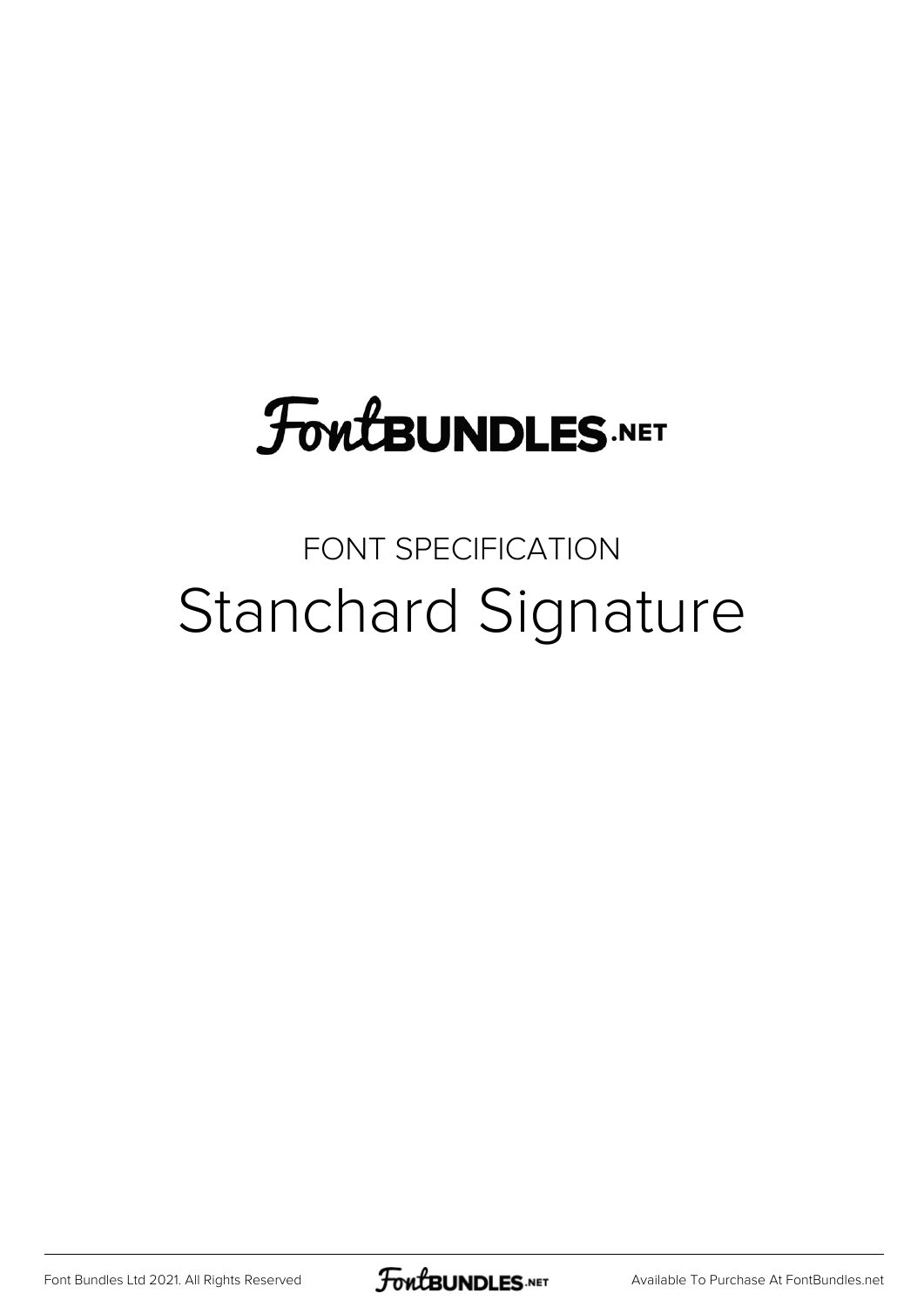FontBUNDLES.NET

FONT SPECIFICATION

# Stanchard Signature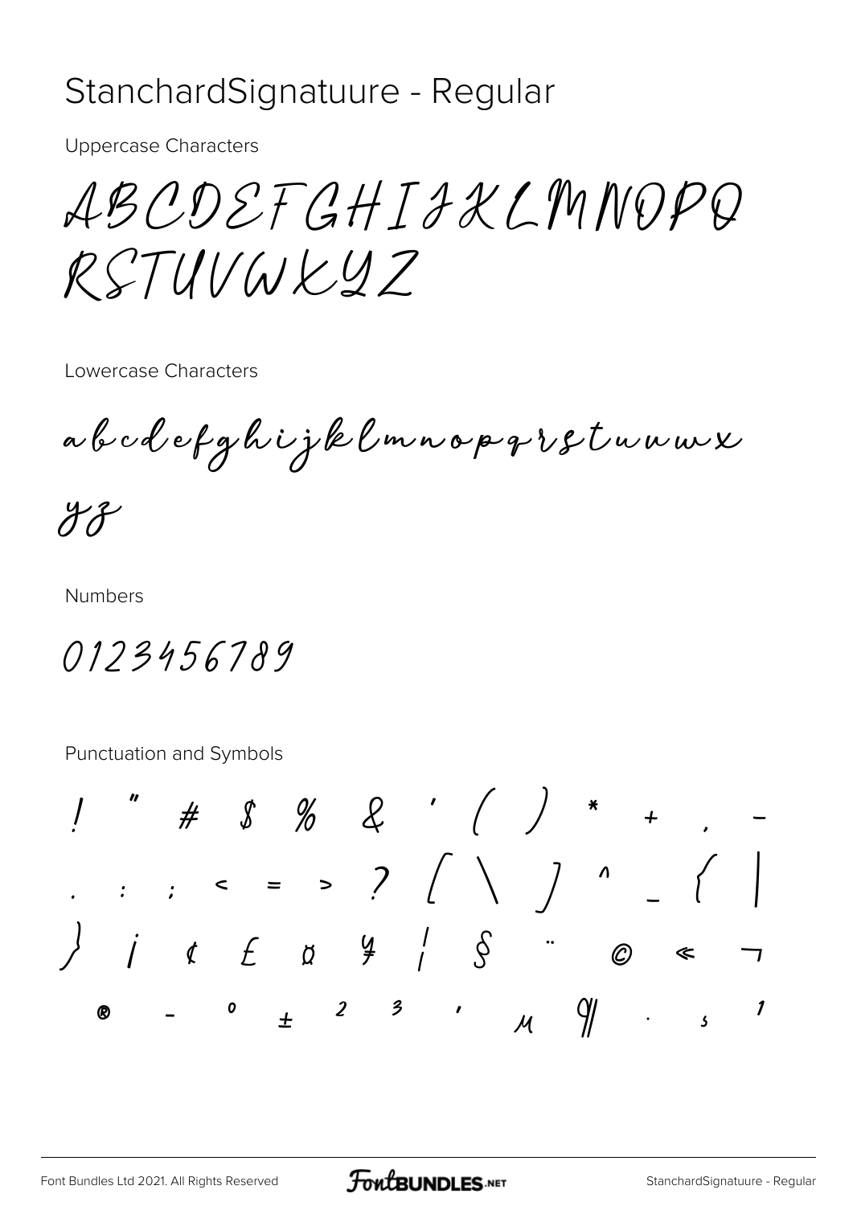# StanchardSignatuure - Regular

Uppercase Characters

ABCDEFGHIJKLMNOPQ
RSTUVWXYZ

Lowercase Characters

abcdefghijklmnopqrstuvwx
yz

Numbers

0123456789

Punctuation and Symbols

! " # $ % & ' ( ) * + , -
. : ; < = > ? [ \ ] ^ _ { |
} ¡ ¢ £ ¤ ¥ ¦ § ¨ © « ¬
® - ° ± ² ³ ´ µ ¶ · ¸ ¹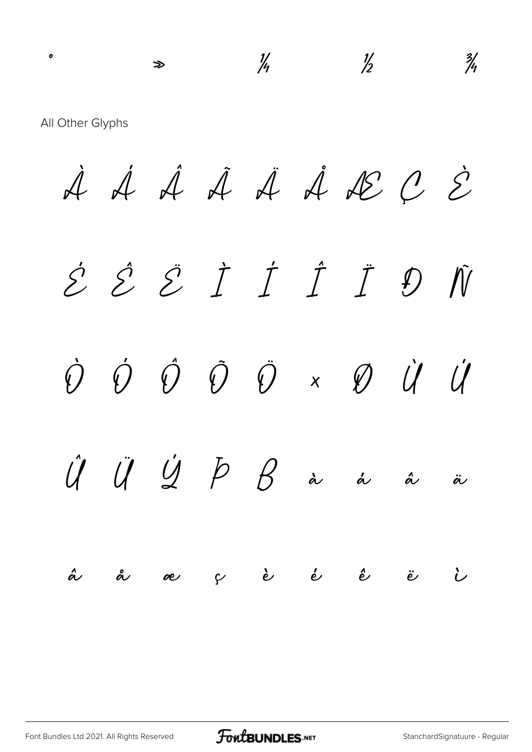° » ¼ ½ ¾

All Other Glyphs

À Á Â Ã Ä Å Æ Ç È

É Ê Ë Ì Í Î Ï Đ Ñ

Ò Ó Ô Õ Ö × Ø Ù Ú

Û Ü Ý Þ ß à á â ä

â å æ ç è é ê ë ì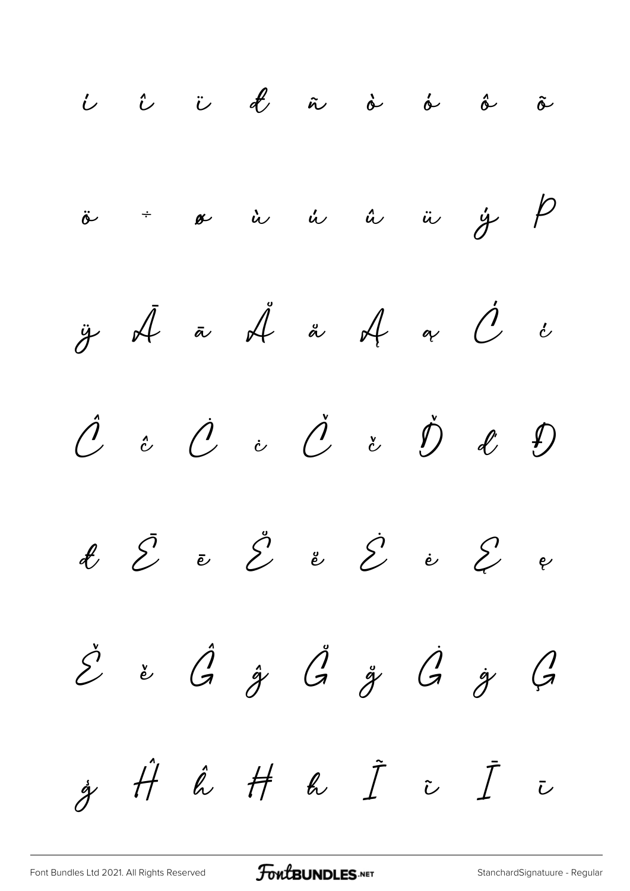í î ï ð ñ ò ó ô õ

ö ÷ ø ù ú û ü ý þ

ÿ Ā ā Ă ă Ą ą Ć ć

Ĉ ĉ Ċ ċ Č č Ď ď Đ

đ Ē ē Ĕ ĕ Ė ė Ę ę

Ě ě Ĝ ĝ Ğ ğ Ġ ġ Ģ

ģ Ĥ ĥ Ħ ħ Ĩ ĩ Ī ī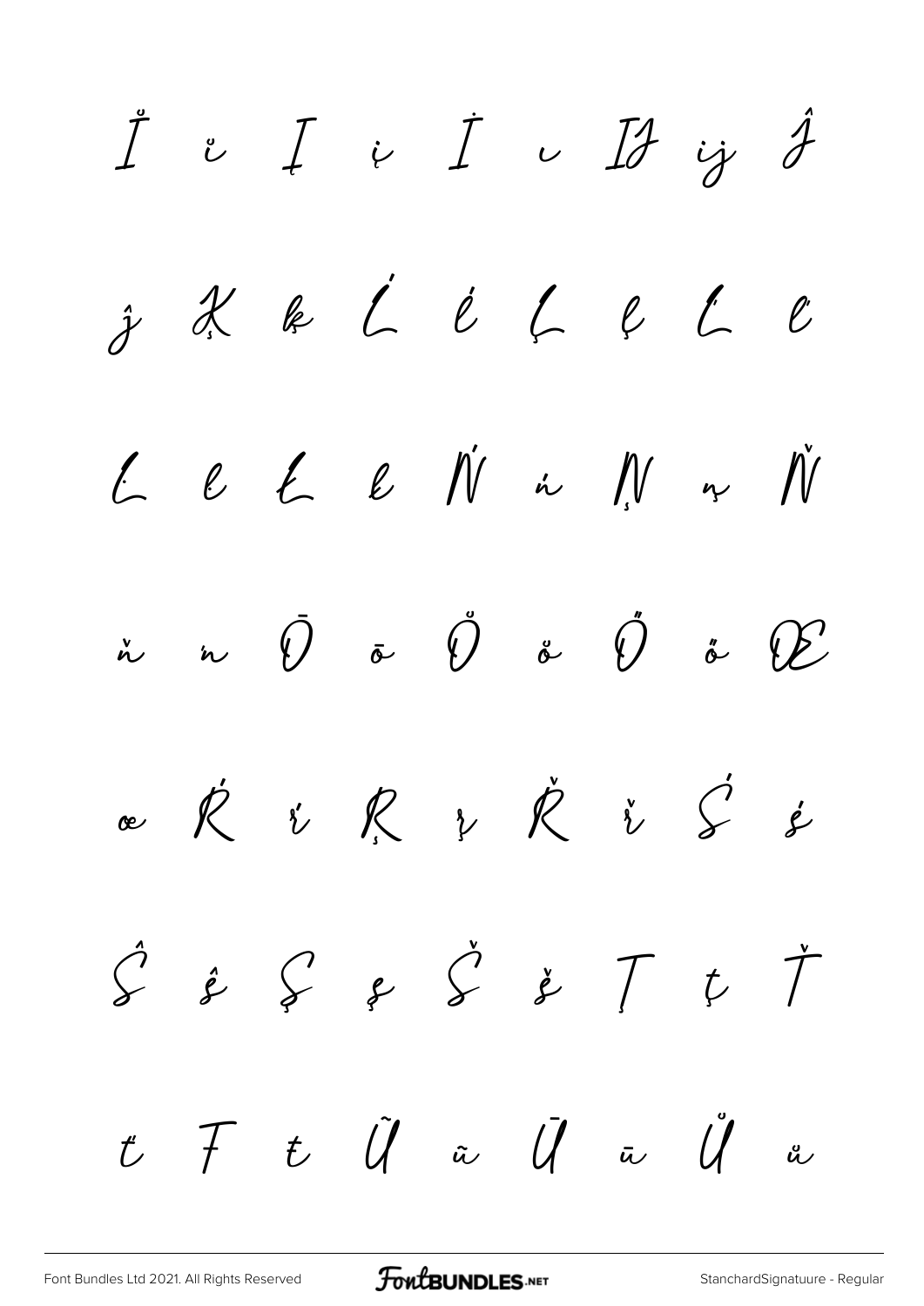Ĭ ĭ Į į İ ı Ĳ ĳ Ĵ

ĵ Ķ ķ Ĺ ĺ Ļ ļ Ľ ľ

Ŀ ŀ Ł ł Ń ń Ņ ņ Ň

ň ŉ Ō ō Ŏ ŏ Ő ő Œ

œ Ŕ ŕ Ŗ ŗ Ř ř Ś ś

Ŝ ŝ Ş ş Š š Ţ ţ Ť

ť Ŧ ŧ Ũ ũ Ū ū Ů ů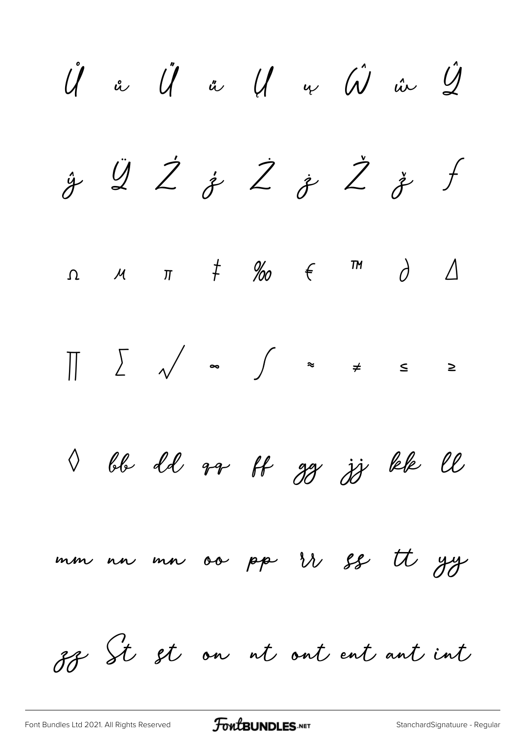Ů ů Ű ű Ų ų Ŵ ŵ Ŷ

ŷ Ÿ Ź ź Ż ż Ž ž ƒ

Ω µ π ‡ ‰ € ™ ∂ ∆

∏ ∑ √ ∞ ∫ ≈ ≠ ≤ ≥

◊ bb dd qq ff gg jj kk ll

mm nn mn oo pp rr ss tt yy

zz St st on nt ont ent ant int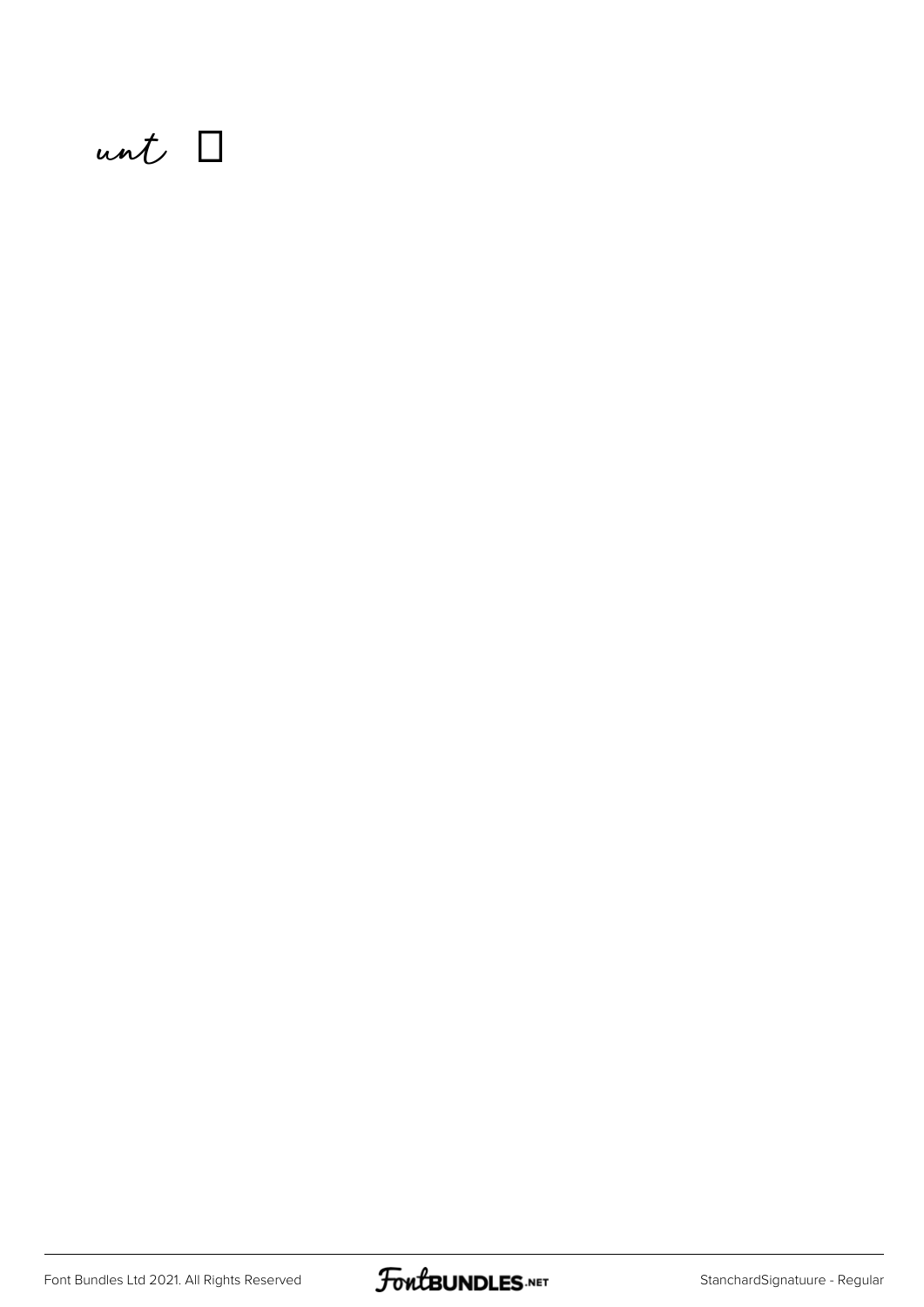unt □